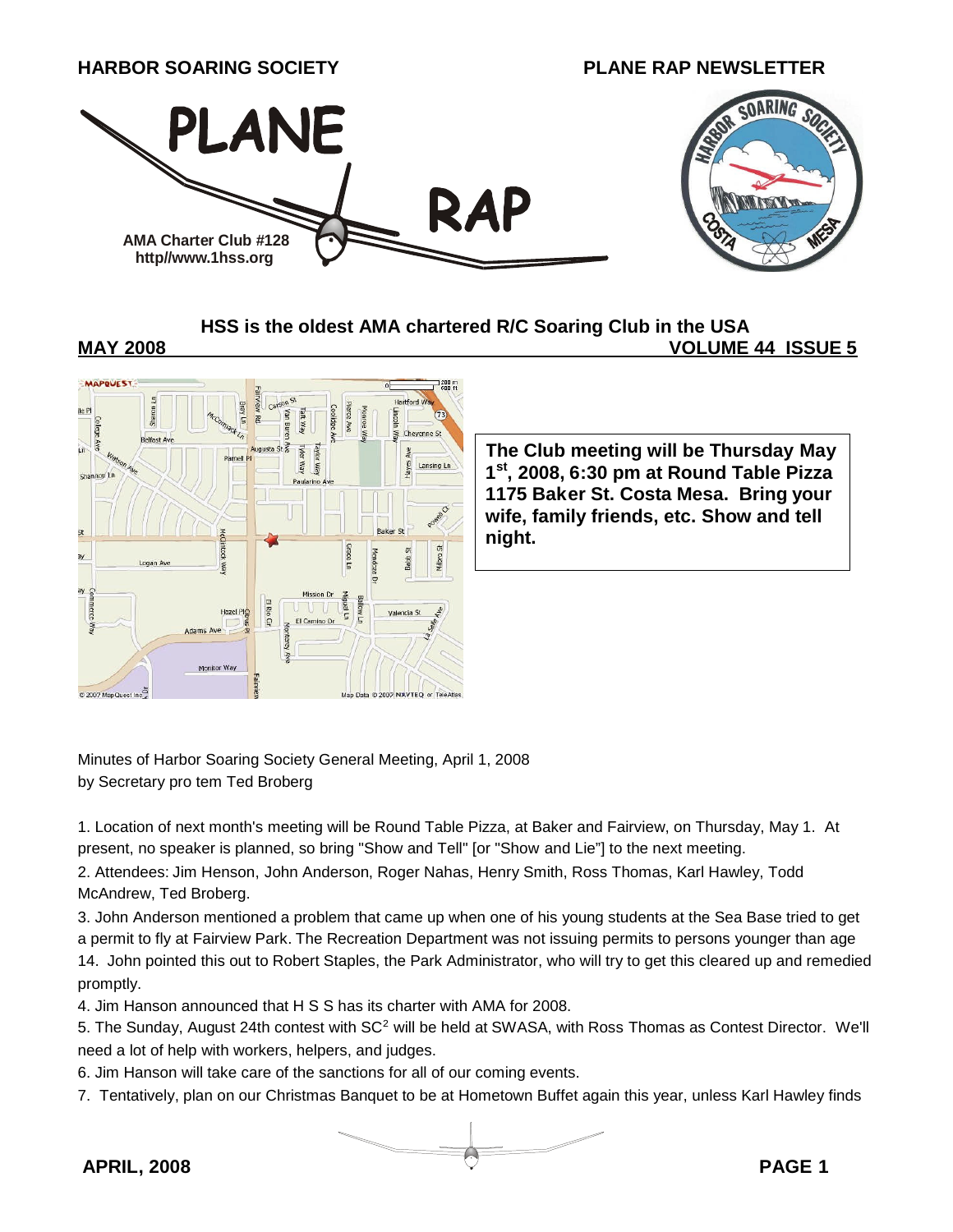**HARBOR SOARING SOCIETY** **PLANE RAP NEWSLETTER**

# PLANE RAP

AMA Charter Club #128
http//www.1hss.org

## HSS is the oldest AMA chartered R/C Soaring Club in the USA

**MAY 2008** **VOLUME 44 ISSUE 5**

**The Club meeting will be Thursday May 1st, 2008, 6:30 pm at Round Table Pizza 1175 Baker St. Costa Mesa. Bring your wife, family friends, etc. Show and tell night.**

Minutes of Harbor Soaring Society General Meeting, April 1, 2008
by Secretary pro tem Ted Broberg

1. Location of next month's meeting will be Round Table Pizza, at Baker and Fairview, on Thursday, May 1. At present, no speaker is planned, so bring "Show and Tell" [or "Show and Lie"] to the next meeting.
2. Attendees: Jim Henson, John Anderson, Roger Nahas, Henry Smith, Ross Thomas, Karl Hawley, Todd McAndrew, Ted Broberg.
3. John Anderson mentioned a problem that came up when one of his young students at the Sea Base tried to get a permit to fly at Fairview Park. The Recreation Department was not issuing permits to persons younger than age 14. John pointed this out to Robert Staples, the Park Administrator, who will try to get this cleared up and remedied promptly.
4. Jim Hanson announced that H S S has its charter with AMA for 2008.
5. The Sunday, August 24th contest with $SC^2$ will be held at SWASA, with Ross Thomas as Contest Director. We'll need a lot of help with workers, helpers, and judges.
6. Jim Hanson will take care of the sanctions for all of our coming events.
7. Tentatively, plan on our Christmas Banquet to be at Hometown Buffet again this year, unless Karl Hawley finds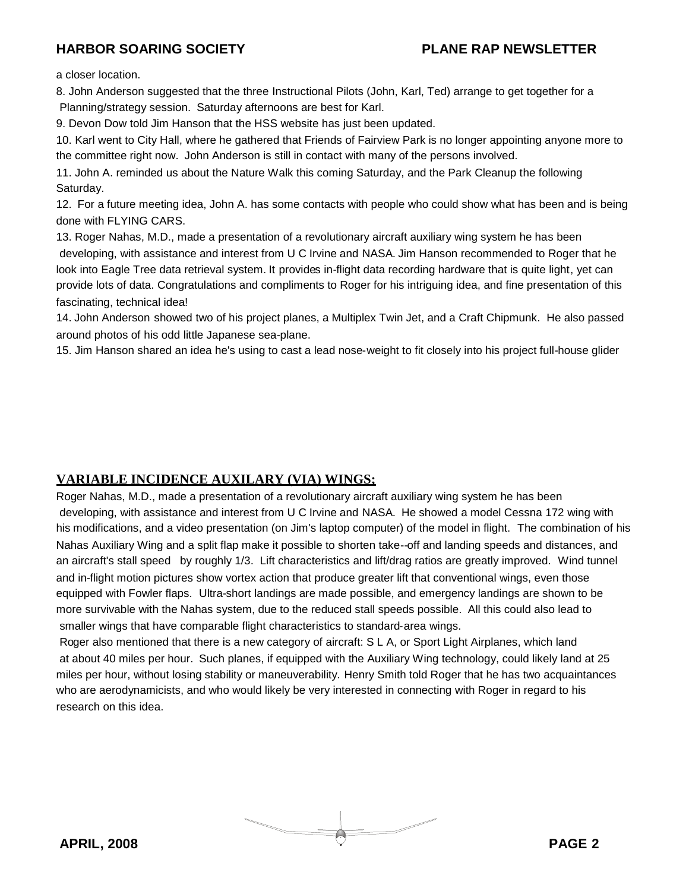a closer location.

8. John Anderson suggested that the three Instructional Pilots (John, Karl, Ted) arrange to get together for a Planning/strategy session. Saturday afternoons are best for Karl.

9. Devon Dow told Jim Hanson that the HSS website has just been updated.

10. Karl went to City Hall, where he gathered that Friends of Fairview Park is no longer appointing anyone more to the committee right now. John Anderson is still in contact with many of the persons involved.

11. John A. reminded us about the Nature Walk this coming Saturday, and the Park Cleanup the following Saturday.

12. For a future meeting idea, John A. has some contacts with people who could show what has been and is being done with FLYING CARS.

13. Roger Nahas, M.D., made a presentation of a revolutionary aircraft auxiliary wing system he has been developing, with assistance and interest from U C Irvine and NASA. Jim Hanson recommended to Roger that he look into Eagle Tree data retrieval system. It provides in-flight data recording hardware that is quite light, yet can provide lots of data. Congratulations and compliments to Roger for his intriguing idea, and fine presentation of this fascinating, technical idea!

14. John Anderson showed two of his project planes, a Multiplex Twin Jet, and a Craft Chipmunk. He also passed around photos of his odd little Japanese sea-plane.

15. Jim Hanson shared an idea he's using to cast a lead nose-weight to fit closely into his project full-house glider

## VARIABLE INCIDENCE AUXILARY (VIA) WINGS;

Roger Nahas, M.D., made a presentation of a revolutionary aircraft auxiliary wing system he has been developing, with assistance and interest from U C Irvine and NASA. He showed a model Cessna 172 wing with his modifications, and a video presentation (on Jim's laptop computer) of the model in flight. The combination of his Nahas Auxiliary Wing and a split flap make it possible to shorten take--off and landing speeds and distances, and an aircraft's stall speed by roughly 1/3. Lift characteristics and lift/drag ratios are greatly improved. Wind tunnel and in-flight motion pictures show vortex action that produce greater lift that conventional wings, even those equipped with Fowler flaps. Ultra-short landings are made possible, and emergency landings are shown to be more survivable with the Nahas system, due to the reduced stall speeds possible. All this could also lead to smaller wings that have comparable flight characteristics to standard-area wings.

Roger also mentioned that there is a new category of aircraft: S L A, or Sport Light Airplanes, which land at about 40 miles per hour. Such planes, if equipped with the Auxiliary Wing technology, could likely land at 25 miles per hour, without losing stability or maneuverability. Henry Smith told Roger that he has two acquaintances who are aerodynamicists, and who would likely be very interested in connecting with Roger in regard to his research on this idea.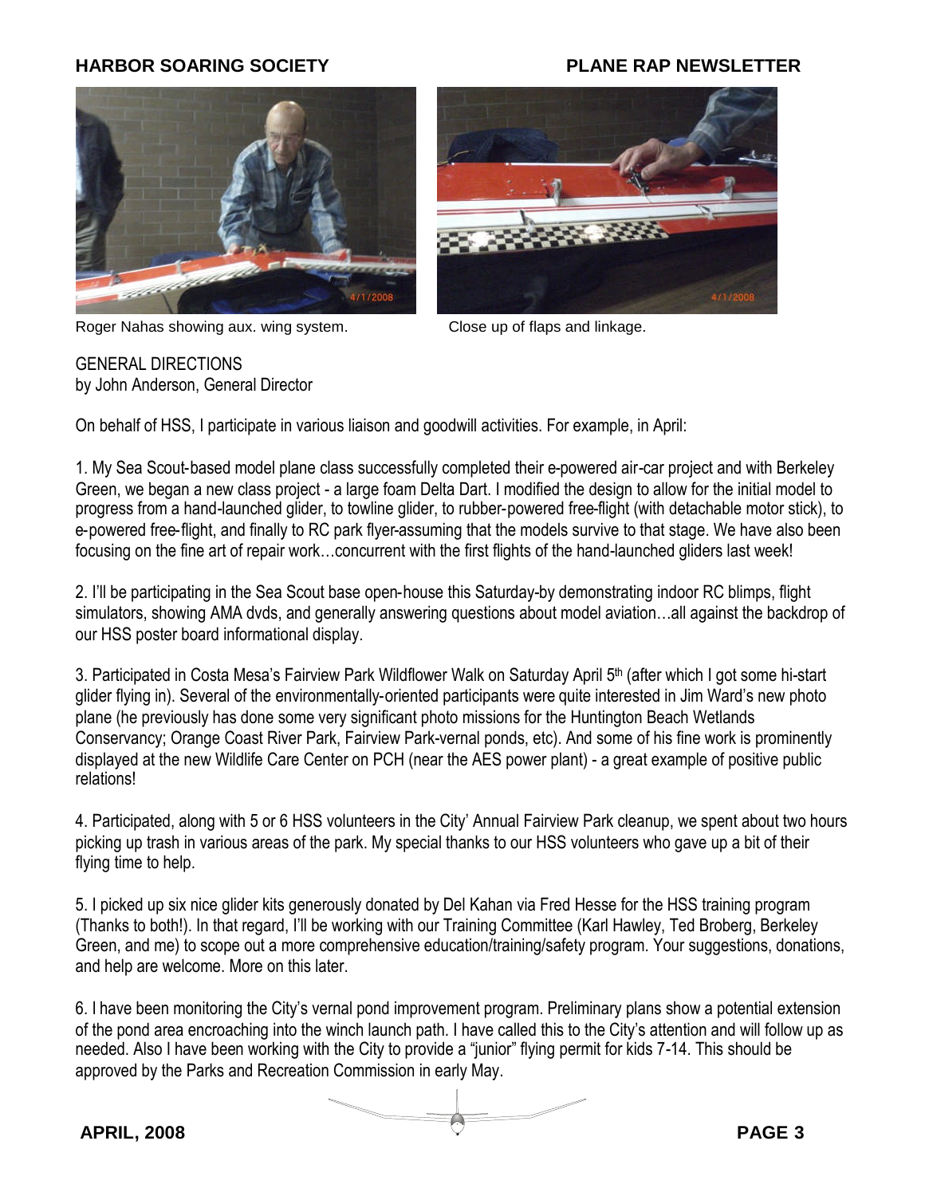Roger Nahas showing aux. wing system.

Close up of flaps and linkage.

GENERAL DIRECTIONS
by John Anderson, General Director

On behalf of HSS, I participate in various liaison and goodwill activities. For example, in April:

1. My Sea Scout-based model plane class successfully completed their e-powered air-car project and with Berkeley Green, we began a new class project - a large foam Delta Dart. I modified the design to allow for the initial model to progress from a hand-launched glider, to towline glider, to rubber-powered free-flight (with detachable motor stick), to e-powered free-flight, and finally to RC park flyer-assuming that the models survive to that stage. We have also been focusing on the fine art of repair work…concurrent with the first flights of the hand-launched gliders last week!

2. I'll be participating in the Sea Scout base open-house this Saturday-by demonstrating indoor RC blimps, flight simulators, showing AMA dvds, and generally answering questions about model aviation…all against the backdrop of our HSS poster board informational display.

3. Participated in Costa Mesa's Fairview Park Wildflower Walk on Saturday April 5th (after which I got some hi-start glider flying in). Several of the environmentally-oriented participants were quite interested in Jim Ward's new photo plane (he previously has done some very significant photo missions for the Huntington Beach Wetlands Conservancy; Orange Coast River Park, Fairview Park-vernal ponds, etc). And some of his fine work is prominently displayed at the new Wildlife Care Center on PCH (near the AES power plant) - a great example of positive public relations!

4. Participated, along with 5 or 6 HSS volunteers in the City' Annual Fairview Park cleanup, we spent about two hours picking up trash in various areas of the park. My special thanks to our HSS volunteers who gave up a bit of their flying time to help.

5. I picked up six nice glider kits generously donated by Del Kahan via Fred Hesse for the HSS training program (Thanks to both!). In that regard, I'll be working with our Training Committee (Karl Hawley, Ted Broberg, Berkeley Green, and me) to scope out a more comprehensive education/training/safety program. Your suggestions, donations, and help are welcome. More on this later.

6. I have been monitoring the City's vernal pond improvement program. Preliminary plans show a potential extension of the pond area encroaching into the winch launch path. I have called this to the City's attention and will follow up as needed. Also I have been working with the City to provide a "junior" flying permit for kids 7-14. This should be approved by the Parks and Recreation Commission in early May.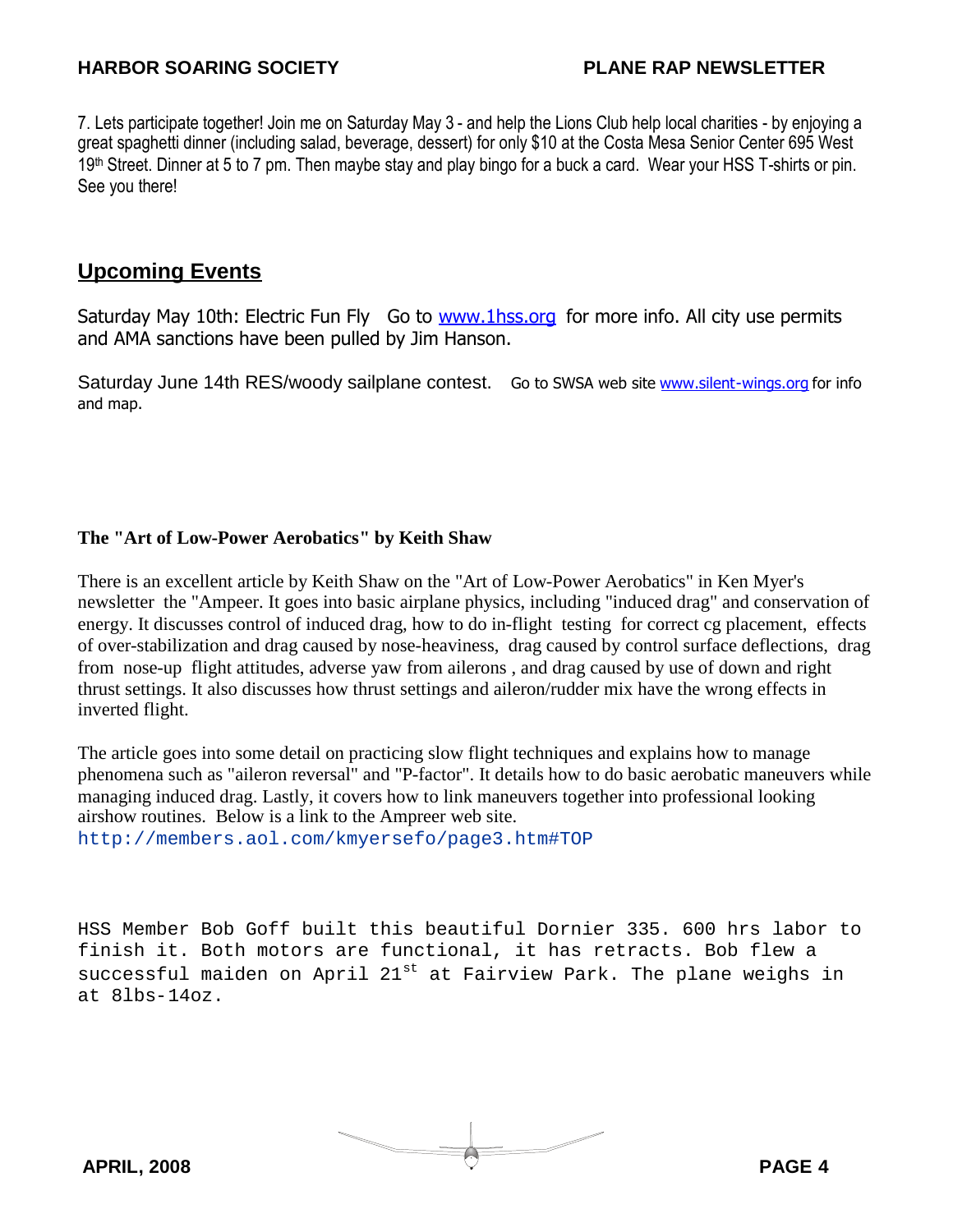7. Lets participate together! Join me on Saturday May 3 - and help the Lions Club help local charities - by enjoying a great spaghetti dinner (including salad, beverage, dessert) for only $10 at the Costa Mesa Senior Center 695 West 19th Street. Dinner at 5 to 7 pm. Then maybe stay and play bingo for a buck a card. Wear your HSS T-shirts or pin. See you there!

## Upcoming Events

Saturday May 10th: Electric Fun Fly Go to [www.1hss.org](http://www.1hss.org) for more info. All city use permits and AMA sanctions have been pulled by Jim Hanson.

Saturday June 14th RES/woody sailplane contest. Go to SWSA web site [www.silent-wings.org](http://www.silent-wings.org) for info and map.

### The "Art of Low-Power Aerobatics" by Keith Shaw

There is an excellent article by Keith Shaw on the "Art of Low-Power Aerobatics" in Ken Myer's newsletter the "Ampeer. It goes into basic airplane physics, including "induced drag" and conservation of energy. It discusses control of induced drag, how to do in-flight testing for correct cg placement, effects of over-stabilization and drag caused by nose-heaviness, drag caused by control surface deflections, drag from nose-up flight attitudes, adverse yaw from ailerons , and drag caused by use of down and right thrust settings. It also discusses how thrust settings and aileron/rudder mix have the wrong effects in inverted flight.

The article goes into some detail on practicing slow flight techniques and explains how to manage phenomena such as "aileron reversal" and "P-factor". It details how to do basic aerobatic maneuvers while managing induced drag. Lastly, it covers how to link maneuvers together into professional looking airshow routines. Below is a link to the Ampreer web site.
http://members.aol.com/kmyersefo/page3.htm#TOP

HSS Member Bob Goff built this beautiful Dornier 335. 600 hrs labor to finish it. Both motors are functional, it has retracts. Bob flew a successful maiden on April 21st at Fairview Park. The plane weighs in at 8lbs-14oz.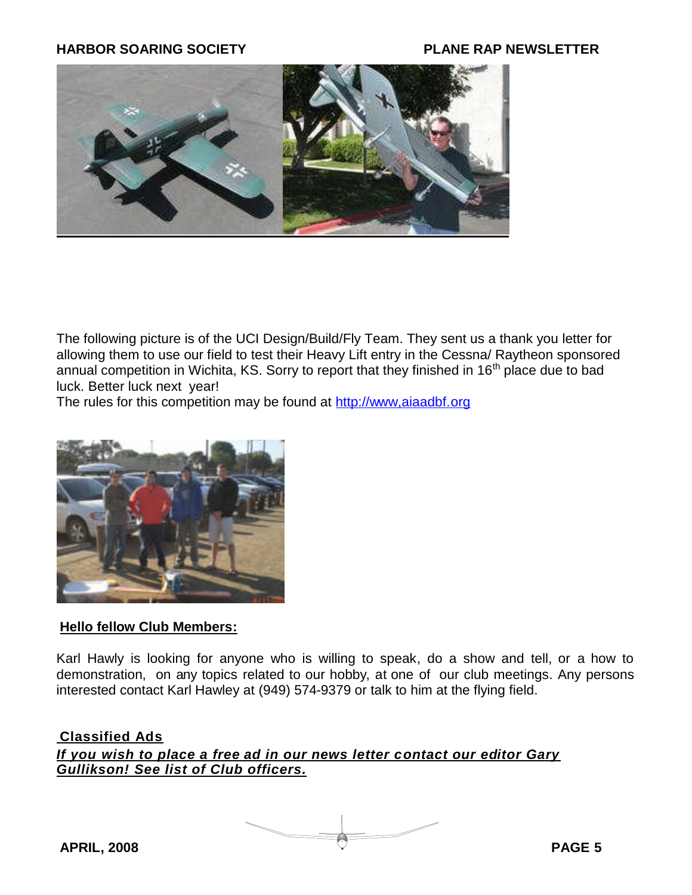The following picture is of the UCI Design/Build/Fly Team. They sent us a thank you letter for allowing them to use our field to test their Heavy Lift entry in the Cessna/ Raytheon sponsored annual competition in Wichita, KS. Sorry to report that they finished in 16th place due to bad luck. Better luck next year!

The rules for this competition may be found at [http://www,aiaadbf.org](http://www,aiaadbf.org)

**Hello fellow Club Members:**

Karl Hawly is looking for anyone who is willing to speak, do a show and tell, or a how to demonstration, on any topics related to our hobby, at one of our club meetings. Any persons interested contact Karl Hawley at (949) 574-9379 or talk to him at the flying field.

**Classified Ads**

***If you wish to place a free ad in our news letter contact our editor Gary Gullikson! See list of Club officers.***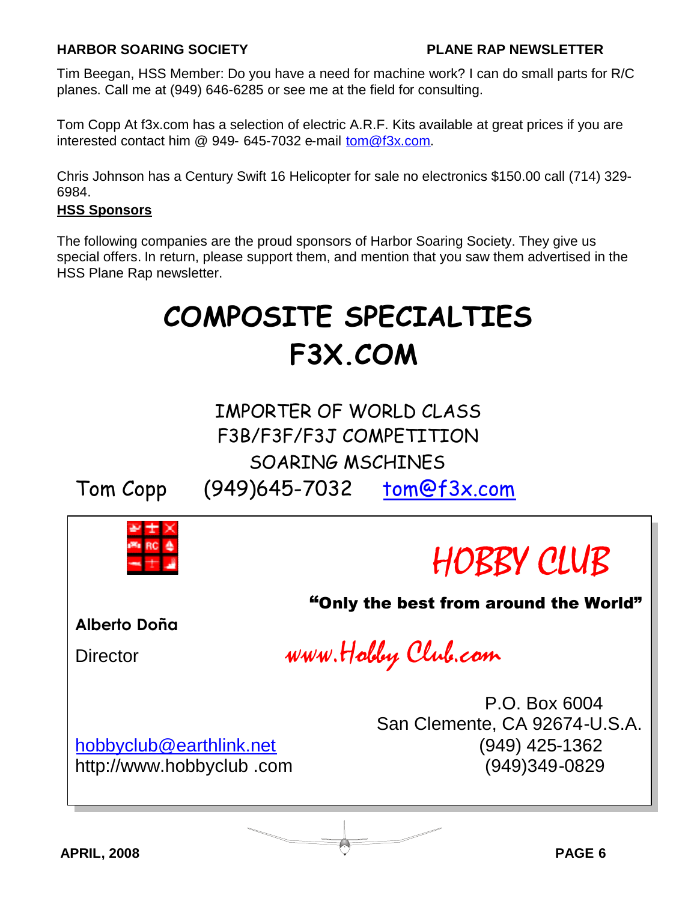Tim Beegan, HSS Member: Do you have a need for machine work? I can do small parts for R/C planes. Call me at (949) 646-6285 or see me at the field for consulting.

Tom Copp At f3x.com has a selection of electric A.R.F. Kits available at great prices if you are interested contact him @ 949- 645-7032 e-mail tom@f3x.com.

Chris Johnson has a Century Swift 16 Helicopter for sale no electronics $150.00 call (714) 329-6984.

## HSS Sponsors

The following companies are the proud sponsors of Harbor Soaring Society. They give us special offers. In return, please support them, and mention that you saw them advertised in the HSS Plane Rap newsletter.

# COMPOSITE SPECIALTIES
# F3X.COM

IMPORTER OF WORLD CLASS
F3B/F3F/F3J COMPETITION
SOARING MSCHINES

Tom Copp (949)645-7032 tom@f3x.com

---

## HOBBY CLUB

**"Only the best from around the World"**

**Alberto Doña**

Director

*www.Hobby Club.com*

P.O. Box 6004
San Clemente, CA 92674-U.S.A.

hobbyclub@earthlink.net
http://www.hobbyclub .com

(949) 425-1362
(949)349-0829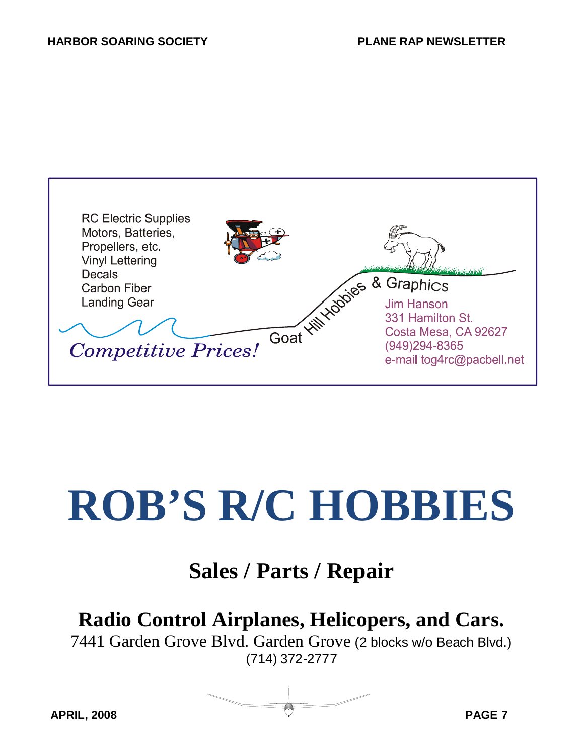RC Electric Supplies
Motors, Batteries,
Propellers, etc.
Vinyl Lettering
Decals
Carbon Fiber
Landing Gear

*Competitive Prices!*

Goat Hill Hobbies & Graphics

Jim Hanson
331 Hamilton St.
Costa Mesa, CA 92627
(949)294-8365
e-mail tog4rc@pacbell.net

# ROB'S R/C HOBBIES

## Sales / Parts / Repair

## Radio Control Airplanes, Helicopers, and Cars.

7441 Garden Grove Blvd. Garden Grove (2 blocks w/o Beach Blvd.)
(714) 372-2777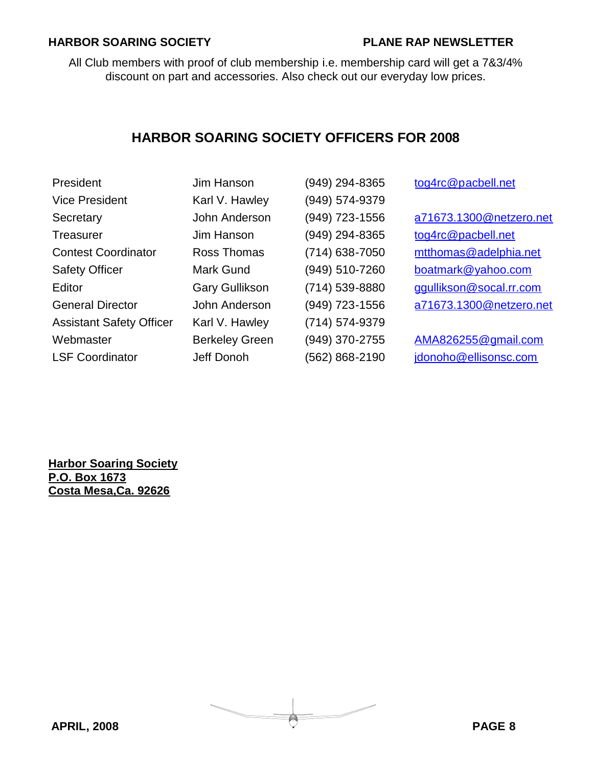All Club members with proof of club membership i.e. membership card will get a 7&3/4% discount on part and accessories. Also check out our everyday low prices.

## HARBOR SOARING SOCIETY OFFICERS FOR 2008

| | | | |
|---|---|---|---|
| President | Jim Hanson | (949) 294-8365 | tog4rc@pacbell.net |
| Vice President | Karl V. Hawley | (949) 574-9379 | |
| Secretary | John Anderson | (949) 723-1556 | a71673.1300@netzero.net |
| Treasurer | Jim Hanson | (949) 294-8365 | tog4rc@pacbell.net |
| Contest Coordinator | Ross Thomas | (714) 638-7050 | mtthomas@adelphia.net |
| Safety Officer | Mark Gund | (949) 510-7260 | boatmark@yahoo.com |
| Editor | Gary Gullikson | (714) 539-8880 | ggullikson@socal.rr.com |
| General Director | John Anderson | (949) 723-1556 | a71673.1300@netzero.net |
| Assistant Safety Officer | Karl V. Hawley | (714) 574-9379 | |
| Webmaster | Berkeley Green | (949) 370-2755 | AMA826255@gmail.com |
| LSF Coordinator | Jeff Donoh | (562) 868-2190 | jdonoho@ellisonsc.com |

**Harbor Soaring Society**
**P.O. Box 1673**
**Costa Mesa,Ca. 92626**